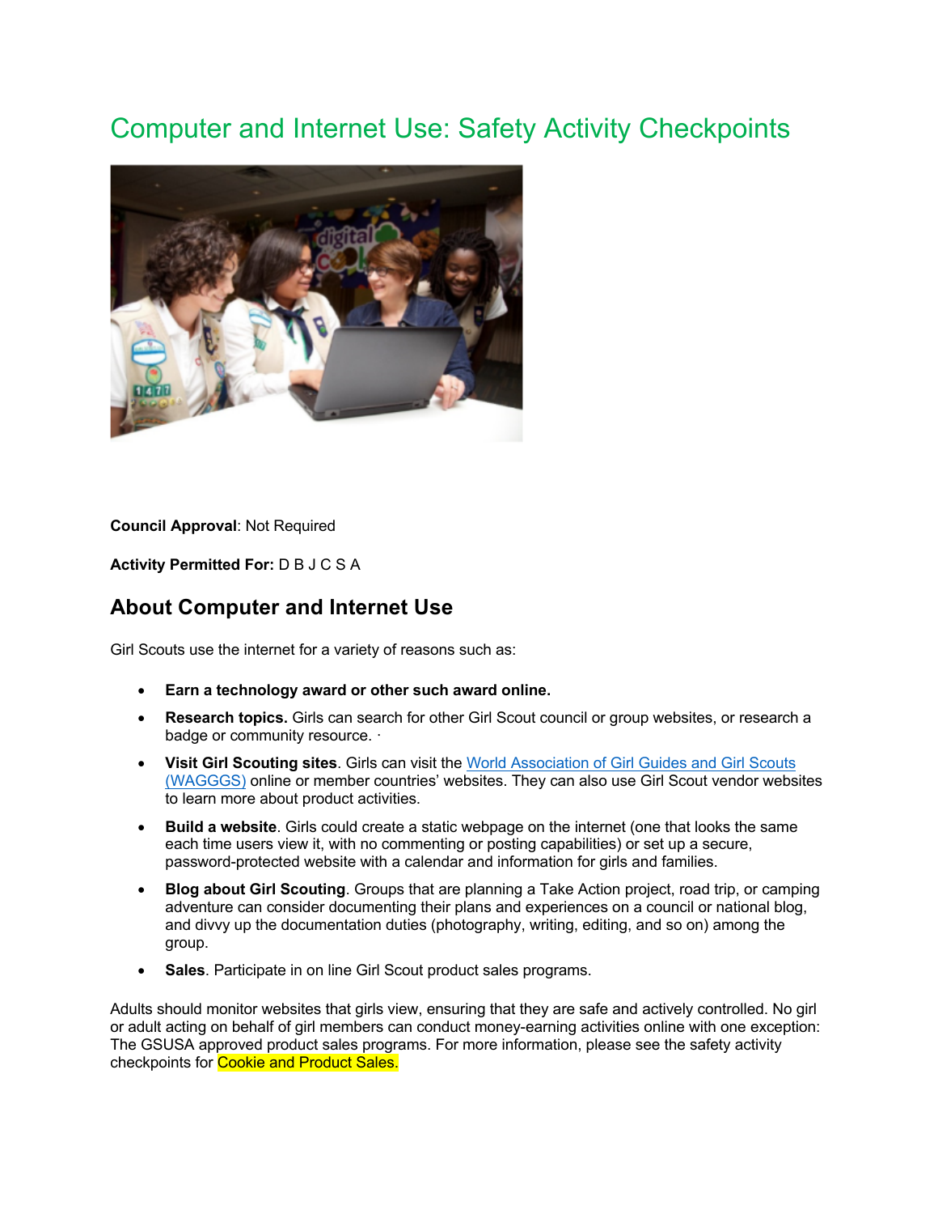# Computer and Internet Use: Safety Activity Checkpoints

**Council Approval**: Not Required

**Activity Permitted For:** D B J C S A

## About Computer and Internet Use

Girl Scouts use the internet for a variety of reasons such as:

- **Earn a technology award or other such award online.**
- **Research topics.** Girls can search for other Girl Scout council or group websites, or research a badge or community resource. ·
- **Visit Girl Scouting sites**. Girls can visit the World Association of Girl Guides and Girl Scouts (WAGGGS) online or member countries' websites. They can also use Girl Scout vendor websites to learn more about product activities.
- **Build a website**. Girls could create a static webpage on the internet (one that looks the same each time users view it, with no commenting or posting capabilities) or set up a secure, password-protected website with a calendar and information for girls and families.
- **Blog about Girl Scouting**. Groups that are planning a Take Action project, road trip, or camping adventure can consider documenting their plans and experiences on a council or national blog, and divvy up the documentation duties (photography, writing, editing, and so on) among the group.
- **Sales**. Participate in on line Girl Scout product sales programs.

Adults should monitor websites that girls view, ensuring that they are safe and actively controlled. No girl or adult acting on behalf of girl members can conduct money-earning activities online with one exception: The GSUSA approved product sales programs. For more information, please see the safety activity checkpoints for Cookie and Product Sales.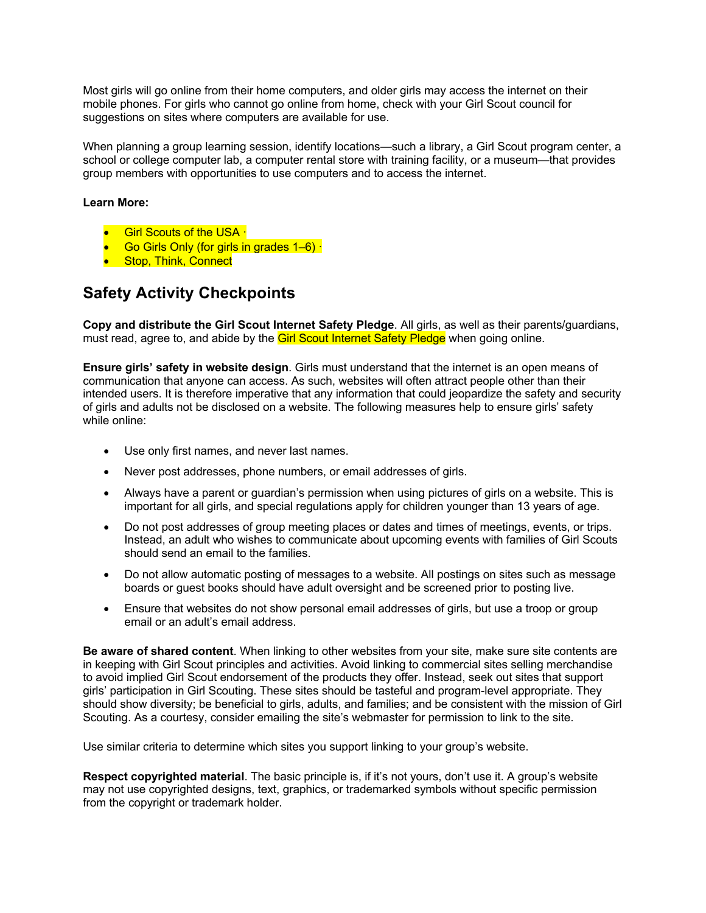Most girls will go online from their home computers, and older girls may access the internet on their mobile phones. For girls who cannot go online from home, check with your Girl Scout council for suggestions on sites where computers are available for use.

When planning a group learning session, identify locations—such a library, a Girl Scout program center, a school or college computer lab, a computer rental store with training facility, or a museum—that provides group members with opportunities to use computers and to access the internet.

**Learn More:**

- Girl Scouts of the USA ·
- Go Girls Only (for girls in grades 1–6) ·
- Stop, Think, Connect

## Safety Activity Checkpoints

**Copy and distribute the Girl Scout Internet Safety Pledge**. All girls, as well as their parents/guardians, must read, agree to, and abide by the Girl Scout Internet Safety Pledge when going online.

**Ensure girls' safety in website design**. Girls must understand that the internet is an open means of communication that anyone can access. As such, websites will often attract people other than their intended users. It is therefore imperative that any information that could jeopardize the safety and security of girls and adults not be disclosed on a website. The following measures help to ensure girls' safety while online:

- Use only first names, and never last names.
- Never post addresses, phone numbers, or email addresses of girls.
- Always have a parent or guardian's permission when using pictures of girls on a website. This is important for all girls, and special regulations apply for children younger than 13 years of age.
- Do not post addresses of group meeting places or dates and times of meetings, events, or trips. Instead, an adult who wishes to communicate about upcoming events with families of Girl Scouts should send an email to the families.
- Do not allow automatic posting of messages to a website. All postings on sites such as message boards or guest books should have adult oversight and be screened prior to posting live.
- Ensure that websites do not show personal email addresses of girls, but use a troop or group email or an adult's email address.

**Be aware of shared content**. When linking to other websites from your site, make sure site contents are in keeping with Girl Scout principles and activities. Avoid linking to commercial sites selling merchandise to avoid implied Girl Scout endorsement of the products they offer. Instead, seek out sites that support girls' participation in Girl Scouting. These sites should be tasteful and program-level appropriate. They should show diversity; be beneficial to girls, adults, and families; and be consistent with the mission of Girl Scouting. As a courtesy, consider emailing the site's webmaster for permission to link to the site.

Use similar criteria to determine which sites you support linking to your group's website.

**Respect copyrighted material**. The basic principle is, if it's not yours, don't use it. A group's website may not use copyrighted designs, text, graphics, or trademarked symbols without specific permission from the copyright or trademark holder.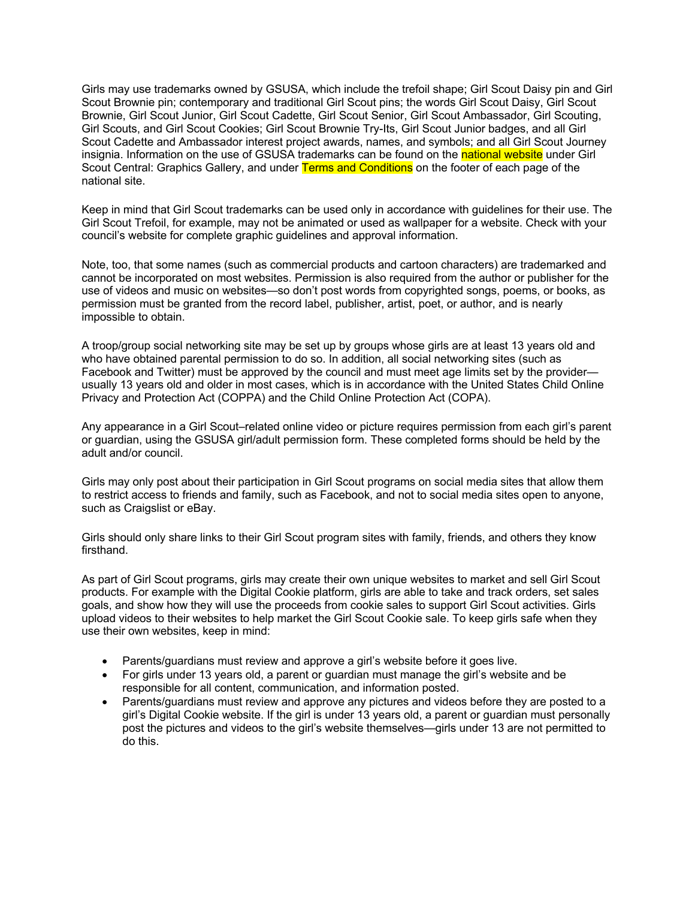Girls may use trademarks owned by GSUSA, which include the trefoil shape; Girl Scout Daisy pin and Girl Scout Brownie pin; contemporary and traditional Girl Scout pins; the words Girl Scout Daisy, Girl Scout Brownie, Girl Scout Junior, Girl Scout Cadette, Girl Scout Senior, Girl Scout Ambassador, Girl Scouting, Girl Scouts, and Girl Scout Cookies; Girl Scout Brownie Try-Its, Girl Scout Junior badges, and all Girl Scout Cadette and Ambassador interest project awards, names, and symbols; and all Girl Scout Journey insignia. Information on the use of GSUSA trademarks can be found on the national website under Girl Scout Central: Graphics Gallery, and under Terms and Conditions on the footer of each page of the national site.

Keep in mind that Girl Scout trademarks can be used only in accordance with guidelines for their use. The Girl Scout Trefoil, for example, may not be animated or used as wallpaper for a website. Check with your council's website for complete graphic guidelines and approval information.

Note, too, that some names (such as commercial products and cartoon characters) are trademarked and cannot be incorporated on most websites. Permission is also required from the author or publisher for the use of videos and music on websites—so don't post words from copyrighted songs, poems, or books, as permission must be granted from the record label, publisher, artist, poet, or author, and is nearly impossible to obtain.

A troop/group social networking site may be set up by groups whose girls are at least 13 years old and who have obtained parental permission to do so. In addition, all social networking sites (such as Facebook and Twitter) must be approved by the council and must meet age limits set by the provider—usually 13 years old and older in most cases, which is in accordance with the United States Child Online Privacy and Protection Act (COPPA) and the Child Online Protection Act (COPA).

Any appearance in a Girl Scout–related online video or picture requires permission from each girl's parent or guardian, using the GSUSA girl/adult permission form. These completed forms should be held by the adult and/or council.

Girls may only post about their participation in Girl Scout programs on social media sites that allow them to restrict access to friends and family, such as Facebook, and not to social media sites open to anyone, such as Craigslist or eBay.

Girls should only share links to their Girl Scout program sites with family, friends, and others they know firsthand.

As part of Girl Scout programs, girls may create their own unique websites to market and sell Girl Scout products. For example with the Digital Cookie platform, girls are able to take and track orders, set sales goals, and show how they will use the proceeds from cookie sales to support Girl Scout activities. Girls upload videos to their websites to help market the Girl Scout Cookie sale. To keep girls safe when they use their own websites, keep in mind:

- Parents/guardians must review and approve a girl's website before it goes live.
- For girls under 13 years old, a parent or guardian must manage the girl's website and be responsible for all content, communication, and information posted.
- Parents/guardians must review and approve any pictures and videos before they are posted to a girl's Digital Cookie website. If the girl is under 13 years old, a parent or guardian must personally post the pictures and videos to the girl's website themselves—girls under 13 are not permitted to do this.